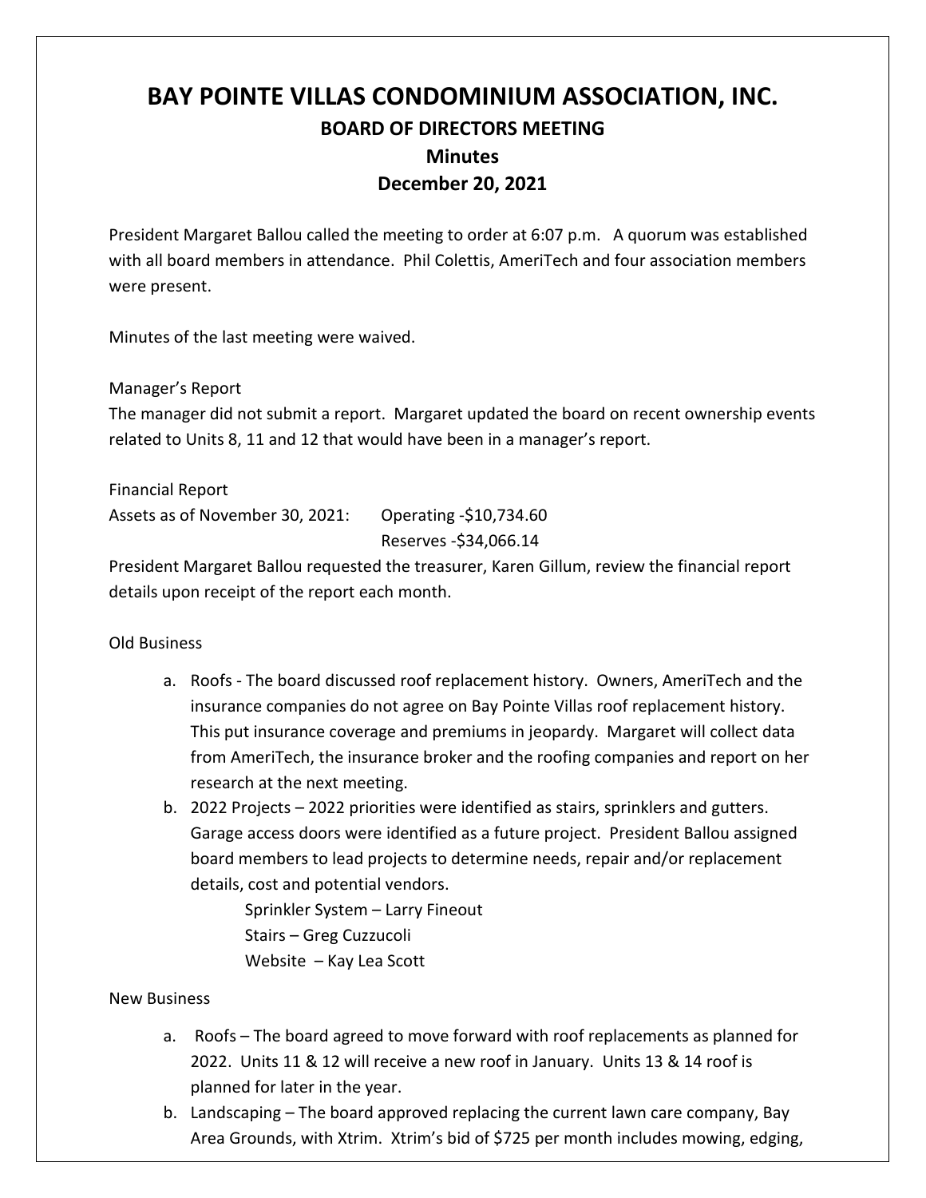# BAY POINTE VILLAS CONDOMINIUM ASSOCIATION, INC.

## BOARD OF DIRECTORS MEETING

## Minutes

## December 20, 2021

President Margaret Ballou called the meeting to order at 6:07 p.m. A quorum was established with all board members in attendance. Phil Colettis, AmeriTech and four association members were present.

Minutes of the last meeting were waived.

Manager's Report

The manager did not submit a report. Margaret updated the board on recent ownership events related to Units 8, 11 and 12 that would have been in a manager's report.

Financial Report

Assets as of November 30, 2021: Operating -$10,734.60
Reserves -$34,066.14

President Margaret Ballou requested the treasurer, Karen Gillum, review the financial report details upon receipt of the report each month.

Old Business

a. Roofs - The board discussed roof replacement history. Owners, AmeriTech and the insurance companies do not agree on Bay Pointe Villas roof replacement history. This put insurance coverage and premiums in jeopardy. Margaret will collect data from AmeriTech, the insurance broker and the roofing companies and report on her research at the next meeting.
b. 2022 Projects – 2022 priorities were identified as stairs, sprinklers and gutters. Garage access doors were identified as a future project. President Ballou assigned board members to lead projects to determine needs, repair and/or replacement details, cost and potential vendors.
   - Sprinkler System – Larry Fineout
   - Stairs – Greg Cuzzucoli
   - Website – Kay Lea Scott

New Business

a. Roofs – The board agreed to move forward with roof replacements as planned for 2022. Units 11 & 12 will receive a new roof in January. Units 13 & 14 roof is planned for later in the year.
b. Landscaping – The board approved replacing the current lawn care company, Bay Area Grounds, with Xtrim. Xtrim's bid of $725 per month includes mowing, edging,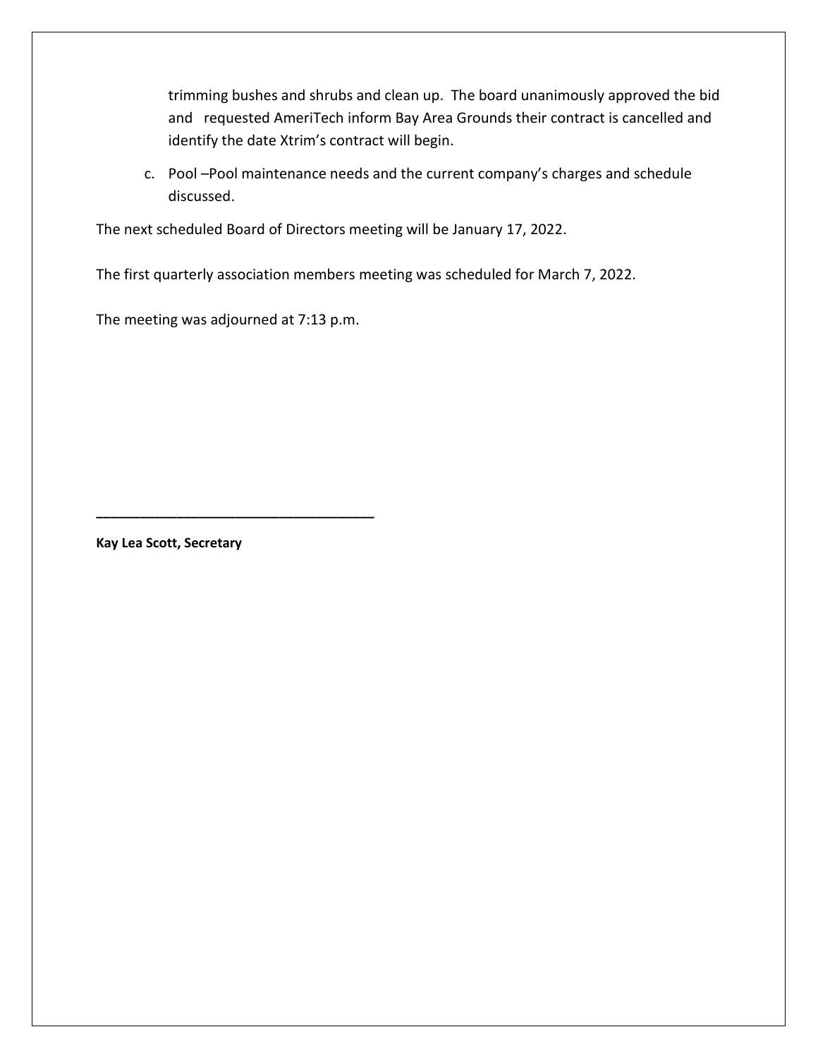trimming bushes and shrubs and clean up. The board unanimously approved the bid and requested AmeriTech inform Bay Area Grounds their contract is cancelled and identify the date Xtrim's contract will begin.

c. Pool –Pool maintenance needs and the current company's charges and schedule discussed.

The next scheduled Board of Directors meeting will be January 17, 2022.

The first quarterly association members meeting was scheduled for March 7, 2022.

The meeting was adjourned at 7:13 p.m.

\_\_\_\_\_\_\_\_\_\_\_\_\_\_\_\_\_\_\_\_\_\_\_\_\_\_\_\_\_\_\_\_\_\_\_\_

**Kay Lea Scott, Secretary**